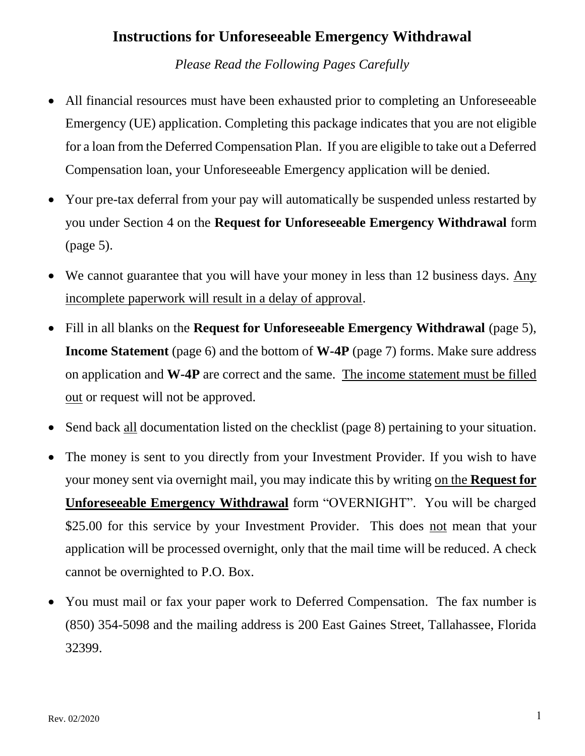# Instructions for Unforeseeable Emergency Withdrawal

*Please Read the Following Pages Carefully*

- All financial resources must have been exhausted prior to completing an Unforeseeable Emergency (UE) application. Completing this package indicates that you are not eligible for a loan from the Deferred Compensation Plan. If you are eligible to take out a Deferred Compensation loan, your Unforeseeable Emergency application will be denied.
- Your pre-tax deferral from your pay will automatically be suspended unless restarted by you under Section 4 on the **Request for Unforeseeable Emergency Withdrawal** form (page 5).
- We cannot guarantee that you will have your money in less than 12 business days. <u>Any incomplete paperwork will result in a delay of approval</u>.
- Fill in all blanks on the **Request for Unforeseeable Emergency Withdrawal** (page 5), **Income Statement** (page 6) and the bottom of **W-4P** (page 7) forms. Make sure address on application and **W-4P** are correct and the same. <u>The income statement must be filled out</u> or request will not be approved.
- Send back <u>all</u> documentation listed on the checklist (page 8) pertaining to your situation.
- The money is sent to you directly from your Investment Provider. If you wish to have your money sent via overnight mail, you may indicate this by writing <u>on the **Request for Unforeseeable Emergency Withdrawal**</u> form "OVERNIGHT". You will be charged $25.00 for this service by your Investment Provider. This does <u>not</u> mean that your application will be processed overnight, only that the mail time will be reduced. A check cannot be overnighted to P.O. Box.
- You must mail or fax your paper work to Deferred Compensation. The fax number is (850) 354-5098 and the mailing address is 200 East Gaines Street, Tallahassee, Florida 32399.

Rev. 02/2020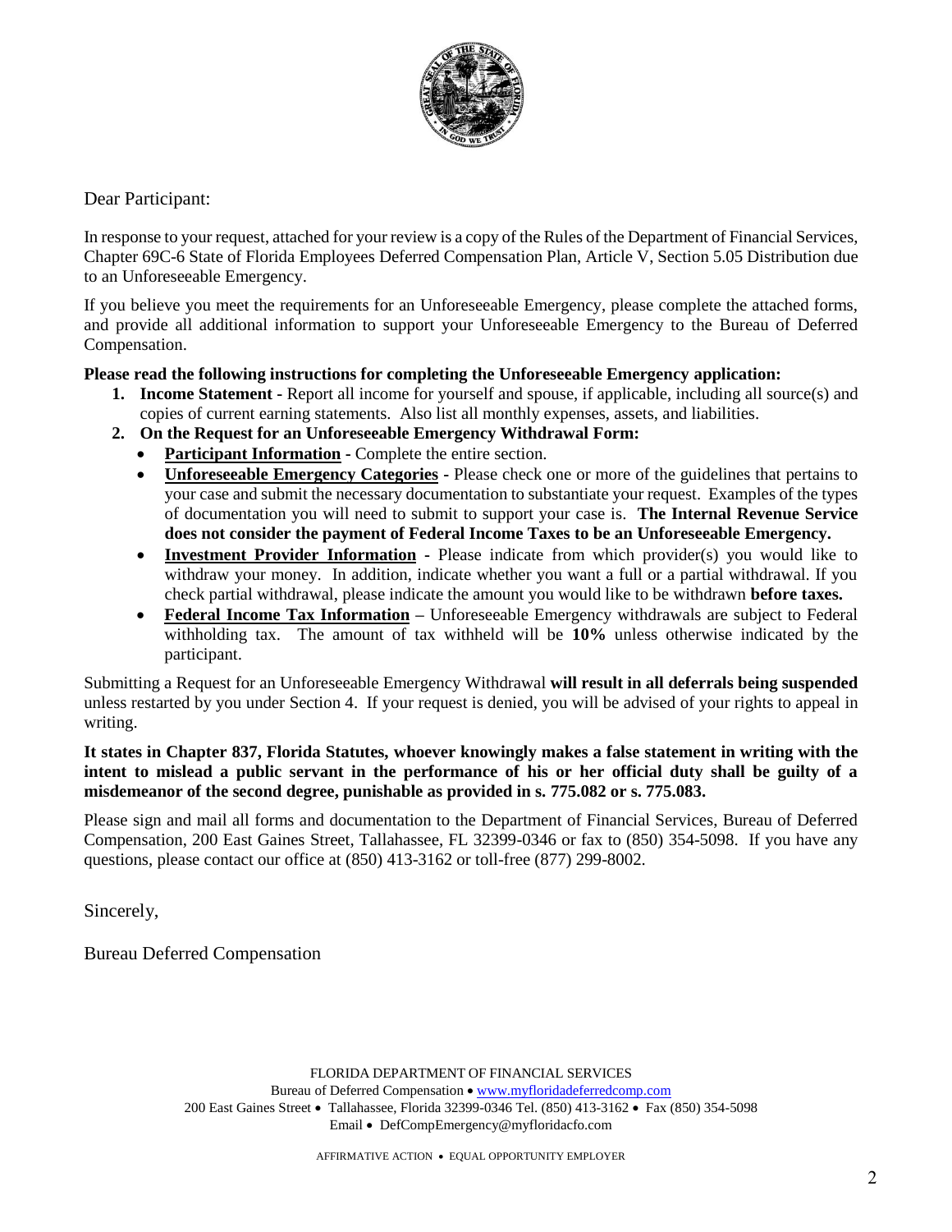Dear Participant:

In response to your request, attached for your review is a copy of the Rules of the Department of Financial Services, Chapter 69C-6 State of Florida Employees Deferred Compensation Plan, Article V, Section 5.05 Distribution due to an Unforeseeable Emergency.

If you believe you meet the requirements for an Unforeseeable Emergency, please complete the attached forms, and provide all additional information to support your Unforeseeable Emergency to the Bureau of Deferred Compensation.

**Please read the following instructions for completing the Unforeseeable Emergency application:**

1. **Income Statement -** Report all income for yourself and spouse, if applicable, including all source(s) and copies of current earning statements. Also list all monthly expenses, assets, and liabilities.
2. **On the Request for an Unforeseeable Emergency Withdrawal Form:**
   - **Participant Information -** Complete the entire section.
   - **Unforeseeable Emergency Categories -** Please check one or more of the guidelines that pertains to your case and submit the necessary documentation to substantiate your request. Examples of the types of documentation you will need to submit to support your case is. **The Internal Revenue Service does not consider the payment of Federal Income Taxes to be an Unforeseeable Emergency.**
   - **Investment Provider Information -** Please indicate from which provider(s) you would like to withdraw your money. In addition, indicate whether you want a full or a partial withdrawal. If you check partial withdrawal, please indicate the amount you would like to be withdrawn **before taxes.**
   - **Federal Income Tax Information –** Unforeseeable Emergency withdrawals are subject to Federal withholding tax. The amount of tax withheld will be **10%** unless otherwise indicated by the participant.

Submitting a Request for an Unforeseeable Emergency Withdrawal **will result in all deferrals being suspended** unless restarted by you under Section 4. If your request is denied, you will be advised of your rights to appeal in writing.

**It states in Chapter 837, Florida Statutes, whoever knowingly makes a false statement in writing with the intent to mislead a public servant in the performance of his or her official duty shall be guilty of a misdemeanor of the second degree, punishable as provided in s. 775.082 or s. 775.083.**

Please sign and mail all forms and documentation to the Department of Financial Services, Bureau of Deferred Compensation, 200 East Gaines Street, Tallahassee, FL 32399-0346 or fax to (850) 354-5098. If you have any questions, please contact our office at (850) 413-3162 or toll-free (877) 299-8002.

Sincerely,

Bureau Deferred Compensation

FLORIDA DEPARTMENT OF FINANCIAL SERVICES
Bureau of Deferred Compensation • www.myfloridadeferredcomp.com
200 East Gaines Street • Tallahassee, Florida 32399-0346 Tel. (850) 413-3162 • Fax (850) 354-5098
Email • DefCompEmergency@myfloridacfo.com

AFFIRMATIVE ACTION • EQUAL OPPORTUNITY EMPLOYER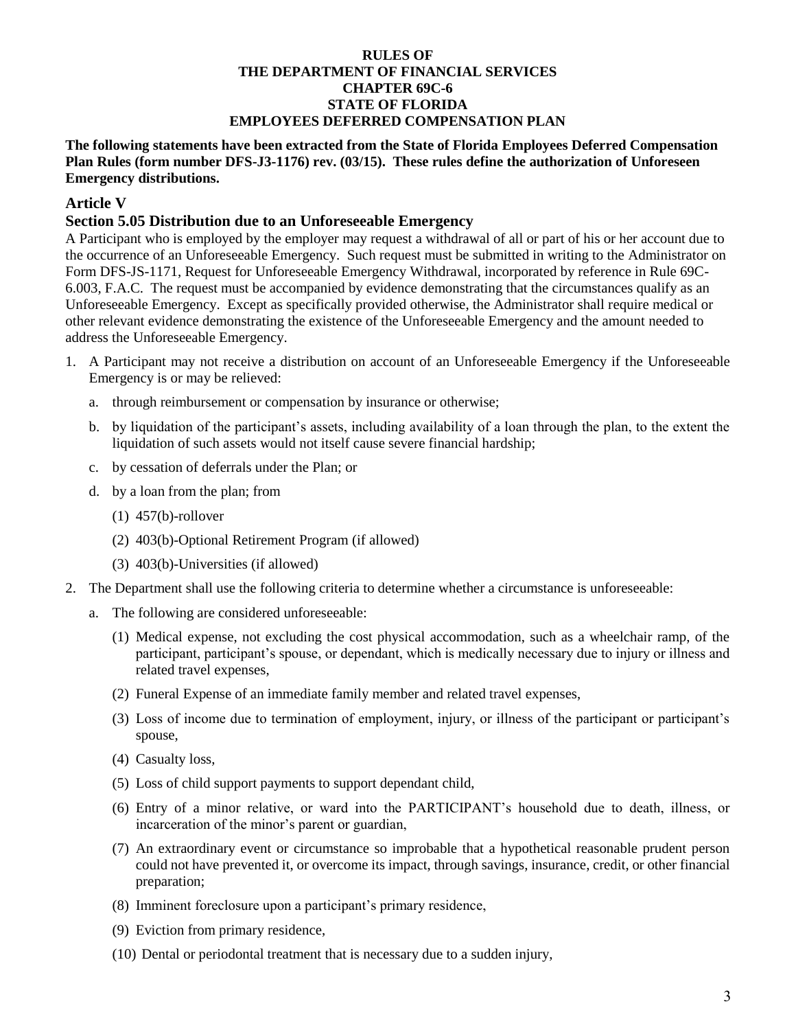**RULES OF**
**THE DEPARTMENT OF FINANCIAL SERVICES**
**CHAPTER 69C-6**
**STATE OF FLORIDA**
**EMPLOYEES DEFERRED COMPENSATION PLAN**

**The following statements have been extracted from the State of Florida Employees Deferred Compensation Plan Rules (form number DFS-J3-1176) rev. (03/15). These rules define the authorization of Unforeseen Emergency distributions.**

## Article V

### Section 5.05 Distribution due to an Unforeseeable Emergency

A Participant who is employed by the employer may request a withdrawal of all or part of his or her account due to the occurrence of an Unforeseeable Emergency. Such request must be submitted in writing to the Administrator on Form DFS-JS-1171, Request for Unforeseeable Emergency Withdrawal, incorporated by reference in Rule 69C-6.003, F.A.C. The request must be accompanied by evidence demonstrating that the circumstances qualify as an Unforeseeable Emergency. Except as specifically provided otherwise, the Administrator shall require medical or other relevant evidence demonstrating the existence of the Unforeseeable Emergency and the amount needed to address the Unforeseeable Emergency.

1. A Participant may not receive a distribution on account of an Unforeseeable Emergency if the Unforeseeable Emergency is or may be relieved:
   a. through reimbursement or compensation by insurance or otherwise;
   b. by liquidation of the participant's assets, including availability of a loan through the plan, to the extent the liquidation of such assets would not itself cause severe financial hardship;
   c. by cessation of deferrals under the Plan; or
   d. by a loan from the plan; from
      (1) 457(b)-rollover
      (2) 403(b)-Optional Retirement Program (if allowed)
      (3) 403(b)-Universities (if allowed)
2. The Department shall use the following criteria to determine whether a circumstance is unforeseeable:
   a. The following are considered unforeseeable:
      (1) Medical expense, not excluding the cost physical accommodation, such as a wheelchair ramp, of the participant, participant's spouse, or dependant, which is medically necessary due to injury or illness and related travel expenses,
      (2) Funeral Expense of an immediate family member and related travel expenses,
      (3) Loss of income due to termination of employment, injury, or illness of the participant or participant's spouse,
      (4) Casualty loss,
      (5) Loss of child support payments to support dependant child,
      (6) Entry of a minor relative, or ward into the PARTICIPANT's household due to death, illness, or incarceration of the minor's parent or guardian,
      (7) An extraordinary event or circumstance so improbable that a hypothetical reasonable prudent person could not have prevented it, or overcome its impact, through savings, insurance, credit, or other financial preparation;
      (8) Imminent foreclosure upon a participant's primary residence,
      (9) Eviction from primary residence,
      (10) Dental or periodontal treatment that is necessary due to a sudden injury,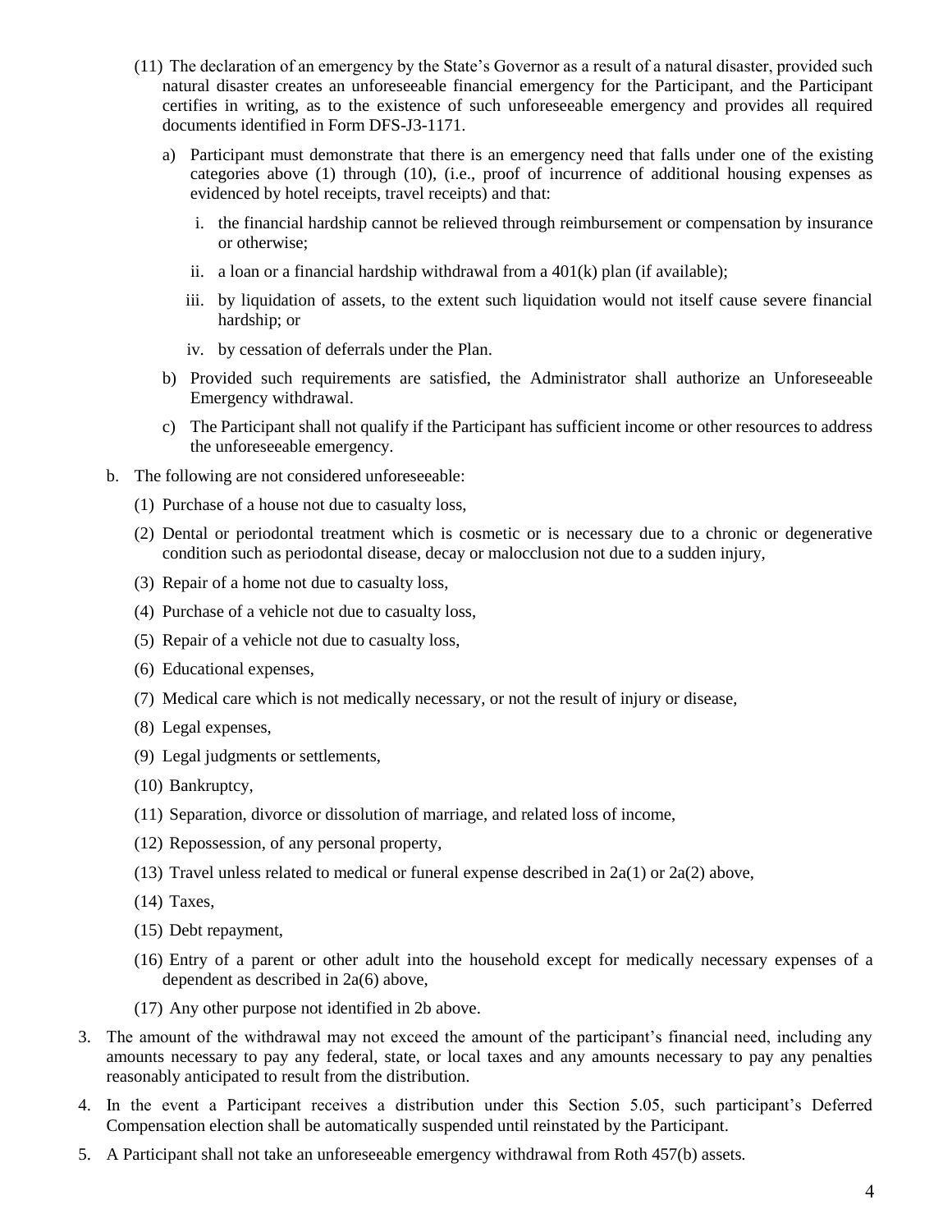(11) The declaration of an emergency by the State's Governor as a result of a natural disaster, provided such natural disaster creates an unforeseeable financial emergency for the Participant, and the Participant certifies in writing, as to the existence of such unforeseeable emergency and provides all required documents identified in Form DFS-J3-1171.

   a) Participant must demonstrate that there is an emergency need that falls under one of the existing categories above (1) through (10), (i.e., proof of incurrence of additional housing expenses as evidenced by hotel receipts, travel receipts) and that:

      i. the financial hardship cannot be relieved through reimbursement or compensation by insurance or otherwise;

      ii. a loan or a financial hardship withdrawal from a 401(k) plan (if available);

      iii. by liquidation of assets, to the extent such liquidation would not itself cause severe financial hardship; or

      iv. by cessation of deferrals under the Plan.

   b) Provided such requirements are satisfied, the Administrator shall authorize an Unforeseeable Emergency withdrawal.

   c) The Participant shall not qualify if the Participant has sufficient income or other resources to address the unforeseeable emergency.

b. The following are not considered unforeseeable:

   (1) Purchase of a house not due to casualty loss,

   (2) Dental or periodontal treatment which is cosmetic or is necessary due to a chronic or degenerative condition such as periodontal disease, decay or malocclusion not due to a sudden injury,

   (3) Repair of a home not due to casualty loss,

   (4) Purchase of a vehicle not due to casualty loss,

   (5) Repair of a vehicle not due to casualty loss,

   (6) Educational expenses,

   (7) Medical care which is not medically necessary, or not the result of injury or disease,

   (8) Legal expenses,

   (9) Legal judgments or settlements,

   (10) Bankruptcy,

   (11) Separation, divorce or dissolution of marriage, and related loss of income,

   (12) Repossession, of any personal property,

   (13) Travel unless related to medical or funeral expense described in 2a(1) or 2a(2) above,

   (14) Taxes,

   (15) Debt repayment,

   (16) Entry of a parent or other adult into the household except for medically necessary expenses of a dependent as described in 2a(6) above,

   (17) Any other purpose not identified in 2b above.

3. The amount of the withdrawal may not exceed the amount of the participant's financial need, including any amounts necessary to pay any federal, state, or local taxes and any amounts necessary to pay any penalties reasonably anticipated to result from the distribution.

4. In the event a Participant receives a distribution under this Section 5.05, such participant's Deferred Compensation election shall be automatically suspended until reinstated by the Participant.

5. A Participant shall not take an unforeseeable emergency withdrawal from Roth 457(b) assets.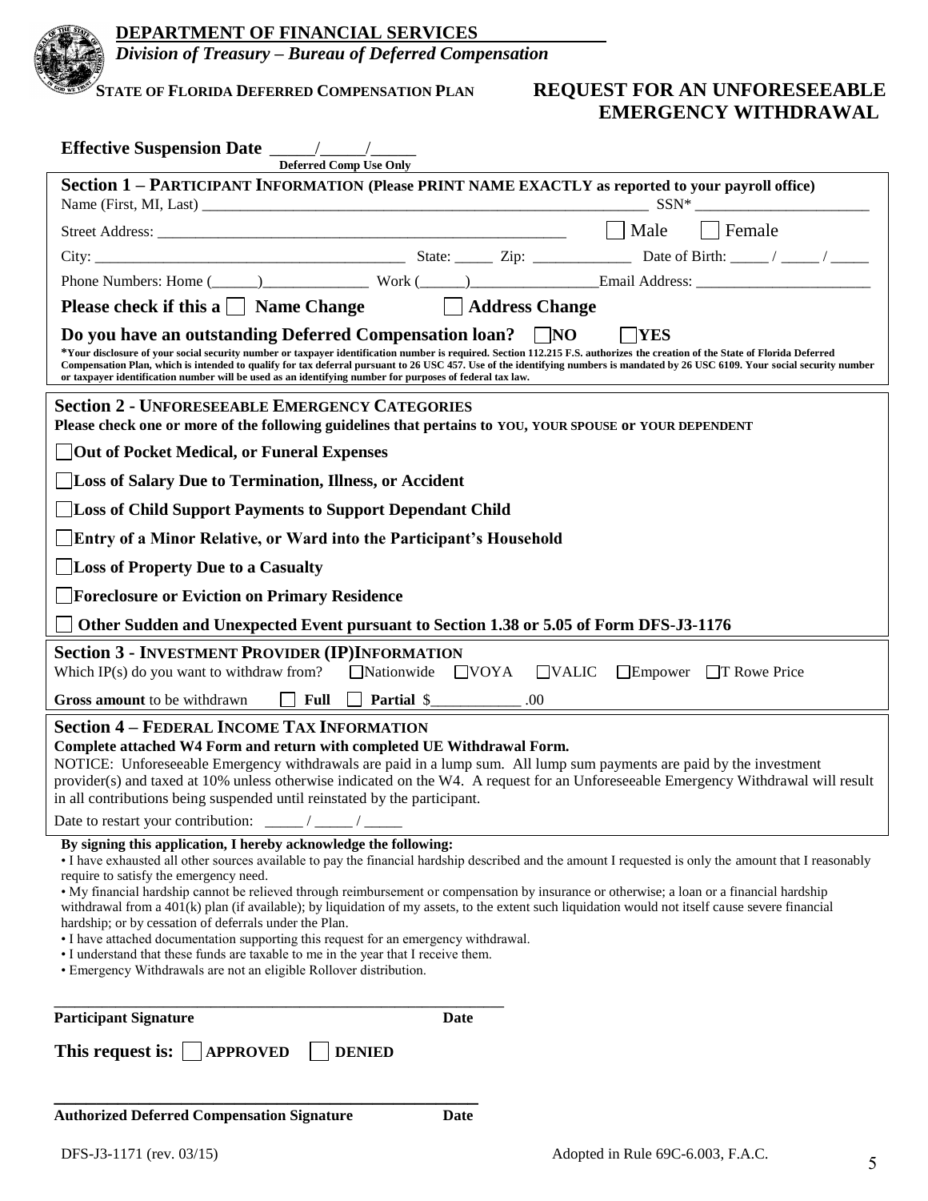**DEPARTMENT OF FINANCIAL SERVICES**

***Division of Treasury – Bureau of Deferred Compensation***

**STATE OF FLORIDA DEFERRED COMPENSATION PLAN**

# REQUEST FOR AN UNFORESEEABLE EMERGENCY WITHDRAWAL

**Effective Suspension Date** _____/_____/_____
**Deferred Comp Use Only**

## Section 1 – PARTICIPANT INFORMATION (Please PRINT NAME EXACTLY as reported to your payroll office)

Name (First, MI, Last) ____________________________________________________________ SSN* ______________________

Street Address: ______________________________________________________ ☐ Male ☐ Female

City: ________________________________________ State: _____ Zip: _____________ Date of Birth: _____ / _____ / _____

Phone Numbers: Home (______)______________ Work (______)_________________Email Address: _______________________

**Please check if this a** ☐ **Name Change** ☐ **Address Change**

**Do you have an outstanding Deferred Compensation loan?** ☐ **NO** ☐ **YES**

***Your disclosure of your social security number or taxpayer identification number is required. Section 112.215 F.S. authorizes the creation of the State of Florida Deferred Compensation Plan, which is intended to qualify for tax deferral pursuant to 26 USC 457. Use of the identifying numbers is mandated by 26 USC 6109. Your social security number or taxpayer identification number will be used as an identifying number for purposes of federal tax law.**

## Section 2 - UNFORESEEABLE EMERGENCY CATEGORIES

**Please check one or more of the following guidelines that pertains to YOU, YOUR SPOUSE or YOUR DEPENDENT**

☐ **Out of Pocket Medical, or Funeral Expenses**

☐ **Loss of Salary Due to Termination, Illness, or Accident**

☐ **Loss of Child Support Payments to Support Dependant Child**

☐ **Entry of a Minor Relative, or Ward into the Participant's Household**

☐ **Loss of Property Due to a Casualty**

☐ **Foreclosure or Eviction on Primary Residence**

☐ **Other Sudden and Unexpected Event pursuant to Section 1.38 or 5.05 of Form DFS-J3-1176**

## Section 3 - INVESTMENT PROVIDER (IP)INFORMATION

Which IP(s) do you want to withdraw from? ☐ Nationwide ☐ VOYA ☐ VALIC ☐ Empower ☐ T Rowe Price

**Gross amount** to be withdrawn ☐ **Full** ☐ **Partial** $___________ .00

## Section 4 – FEDERAL INCOME TAX INFORMATION

**Complete attached W4 Form and return with completed UE Withdrawal Form.**

NOTICE: Unforeseeable Emergency withdrawals are paid in a lump sum. All lump sum payments are paid by the investment provider(s) and taxed at 10% unless otherwise indicated on the W4. A request for an Unforeseeable Emergency Withdrawal will result in all contributions being suspended until reinstated by the participant.

Date to restart your contribution: _____ / _____ / _____

**By signing this application, I hereby acknowledge the following:**

- I have exhausted all other sources available to pay the financial hardship described and the amount I requested is only the amount that I reasonably require to satisfy the emergency need.
- My financial hardship cannot be relieved through reimbursement or compensation by insurance or otherwise; a loan or a financial hardship withdrawal from a 401(k) plan (if available); by liquidation of my assets, to the extent such liquidation would not itself cause severe financial hardship; or by cessation of deferrals under the Plan.
- I have attached documentation supporting this request for an emergency withdrawal.
- I understand that these funds are taxable to me in the year that I receive them.
- Emergency Withdrawals are not an eligible Rollover distribution.

_________________________________________________________

**Participant Signature** **Date**

**This request is:** ☐ **APPROVED** ☐ **DENIED**

_________________________________________________________

**Authorized Deferred Compensation Signature** **Date**

DFS-J3-1171 (rev. 03/15) Adopted in Rule 69C-6.003, F.A.C.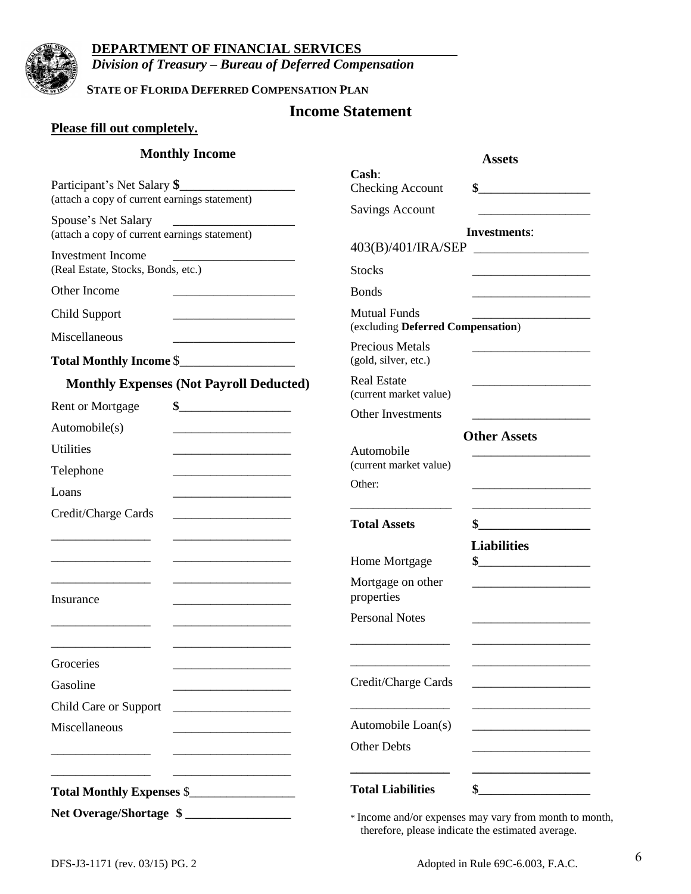**DEPARTMENT OF FINANCIAL SERVICES**
***Division of Treasury – Bureau of Deferred Compensation***

**STATE OF FLORIDA DEFERRED COMPENSATION PLAN**

# Income Statement

**Please fill out completely.**

## Monthly Income

| | |
|---|---|
| Participant's Net Salary (attach a copy of current earnings statement) | **$**__________________ |
| Spouse's Net Salary (attach a copy of current earnings statement) | __________________ |
| Investment Income (Real Estate, Stocks, Bonds, etc.) | __________________ |
| Other Income | __________________ |
| Child Support | __________________ |
| Miscellaneous | __________________ |
| **Total Monthly Income** | $__________________ |

## Monthly Expenses (Not Payroll Deducted)

| | |
|---|---|
| Rent or Mortgage | **$**__________________ |
| Automobile(s) | __________________ |
| Utilities | __________________ |
| Telephone | __________________ |
| Loans | __________________ |
| Credit/Charge Cards | __________________ |
| ________________ | __________________ |
| ________________ | __________________ |
| ________________ | __________________ |
| Insurance | __________________ |
| ________________ | __________________ |
| ________________ | __________________ |
| Groceries | __________________ |
| Gasoline | __________________ |
| Child Care or Support | __________________ |
| Miscellaneous | __________________ |
| ________________ | __________________ |
| ________________ | __________________ |
| **Total Monthly Expenses** | $__________________ |
| **Net Overage/Shortage** | **$** __________________ |

## Assets

| | |
|---|---|
| **Cash**: | |
| Checking Account | **$**__________________ |
| Savings Account | __________________ |
| **Investments**: | |
| 403(B)/401/IRA/SEP | __________________ |
| Stocks | __________________ |
| Bonds | __________________ |
| Mutual Funds (excluding **Deferred Compensation**) | __________________ |
| Precious Metals (gold, silver, etc.) | __________________ |
| Real Estate (current market value) | __________________ |
| Other Investments | __________________ |
| **Other Assets** | |
| Automobile (current market value) | __________________ |
| Other: | __________________ |
| ________________ | __________________ |
| **Total Assets** | **$**__________________ |

## Liabilities

| | |
|---|---|
| Home Mortgage | **$**__________________ |
| Mortgage on other properties | __________________ |
| Personal Notes | __________________ |
| ________________ | __________________ |
| ________________ | __________________ |
| Credit/Charge Cards | __________________ |
| ________________ | __________________ |
| Automobile Loan(s) | __________________ |
| Other Debts | __________________ |
| ________________ | __________________ |
| **Total Liabilities** | **$**__________________ |

* Income and/or expenses may vary from month to month, therefore, please indicate the estimated average.

DFS-J3-1171 (rev. 03/15) PG. 2

Adopted in Rule 69C-6.003, F.A.C.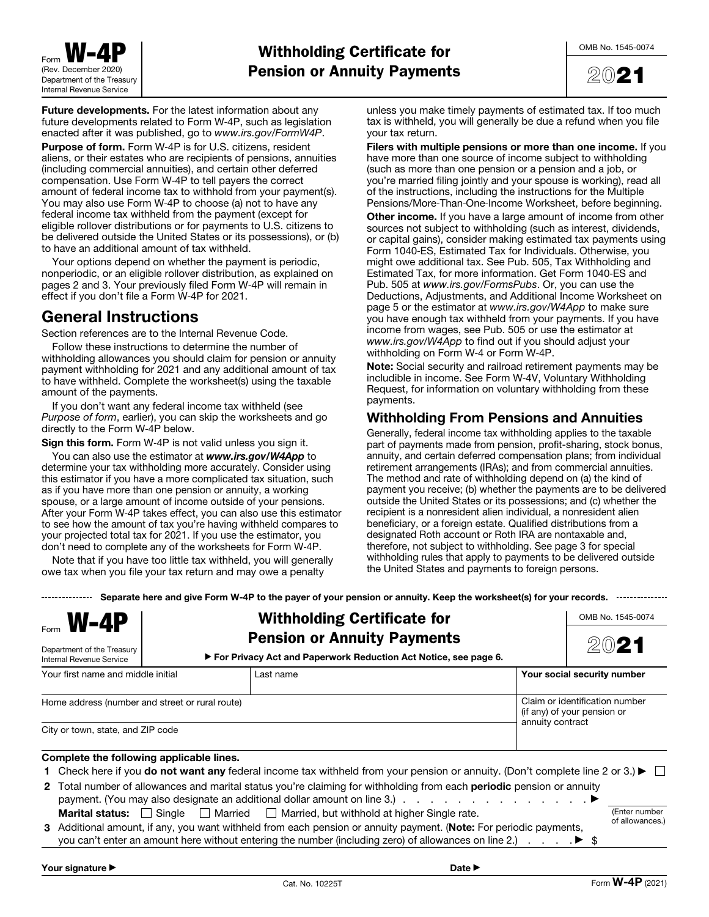Form **W-4P** (Rev. December 2020) Department of the Treasury Internal Revenue Service

# Withholding Certificate for Pension or Annuity Payments

OMB No. 1545-0074

2021

**Future developments.** For the latest information about any future developments related to Form W-4P, such as legislation enacted after it was published, go to *www.irs.gov/FormW4P*.

**Purpose of form.** Form W-4P is for U.S. citizens, resident aliens, or their estates who are recipients of pensions, annuities (including commercial annuities), and certain other deferred compensation. Use Form W-4P to tell payers the correct amount of federal income tax to withhold from your payment(s). You may also use Form W-4P to choose (a) not to have any federal income tax withheld from the payment (except for eligible rollover distributions or for payments to U.S. citizens to be delivered outside the United States or its possessions), or (b) to have an additional amount of tax withheld.

Your options depend on whether the payment is periodic, nonperiodic, or an eligible rollover distribution, as explained on pages 2 and 3. Your previously filed Form W-4P will remain in effect if you don't file a Form W-4P for 2021.

## General Instructions

Section references are to the Internal Revenue Code.

Follow these instructions to determine the number of withholding allowances you should claim for pension or annuity payment withholding for 2021 and any additional amount of tax to have withheld. Complete the worksheet(s) using the taxable amount of the payments.

If you don't want any federal income tax withheld (see *Purpose of form*, earlier), you can skip the worksheets and go directly to the Form W-4P below.

**Sign this form.** Form W-4P is not valid unless you sign it.

You can also use the estimator at ***www.irs.gov/W4App*** to determine your tax withholding more accurately. Consider using this estimator if you have a more complicated tax situation, such as if you have more than one pension or annuity, a working spouse, or a large amount of income outside of your pensions. After your Form W-4P takes effect, you can also use this estimator to see how the amount of tax you're having withheld compares to your projected total tax for 2021. If you use the estimator, you don't need to complete any of the worksheets for Form W-4P.

Note that if you have too little tax withheld, you will generally owe tax when you file your tax return and may owe a penalty unless you make timely payments of estimated tax. If too much tax is withheld, you will generally be due a refund when you file your tax return.

**Filers with multiple pensions or more than one income.** If you have more than one source of income subject to withholding (such as more than one pension or a pension and a job, or you're married filing jointly and your spouse is working), read all of the instructions, including the instructions for the Multiple Pensions/More-Than-One-Income Worksheet, before beginning.

**Other income.** If you have a large amount of income from other sources not subject to withholding (such as interest, dividends, or capital gains), consider making estimated tax payments using Form 1040-ES, Estimated Tax for Individuals. Otherwise, you might owe additional tax. See Pub. 505, Tax Withholding and Estimated Tax, for more information. Get Form 1040-ES and Pub. 505 at *www.irs.gov/FormsPubs*. Or, you can use the Deductions, Adjustments, and Additional Income Worksheet on page 5 or the estimator at *www.irs.gov/W4App* to make sure you have enough tax withheld from your payments. If you have income from wages, see Pub. 505 or use the estimator at *www.irs.gov/W4App* to find out if you should adjust your withholding on Form W-4 or Form W-4P.

**Note:** Social security and railroad retirement payments may be includible in income. See Form W-4V, Voluntary Withholding Request, for information on voluntary withholding from these payments.

## Withholding From Pensions and Annuities

Generally, federal income tax withholding applies to the taxable part of payments made from pension, profit-sharing, stock bonus, annuity, and certain deferred compensation plans; from individual retirement arrangements (IRAs); and from commercial annuities. The method and rate of withholding depend on (a) the kind of payment you receive; (b) whether the payments are to be delivered outside the United States or its possessions; and (c) whether the recipient is a nonresident alien individual, a nonresident alien beneficiary, or a foreign estate. Qualified distributions from a designated Roth account or Roth IRA are nontaxable and, therefore, not subject to withholding. See page 3 for special withholding rules that apply to payments to be delivered outside the United States and payments to foreign persons.

**Separate here and give Form W-4P to the payer of your pension or annuity. Keep the worksheet(s) for your records.**

---

Form **W-4P** Department of the Treasury Internal Revenue Service

# Withholding Certificate for Pension or Annuity Payments

▶ For Privacy Act and Paperwork Reduction Act Notice, see page 6.

OMB No. 1545-0074

2021

| Your first name and middle initial | Last name | **Your social security number** |
|---|---|---|
| Home address (number and street or rural route) | | Claim or identification number (if any) of your pension or annuity contract |
| City or town, state, and ZIP code | | |

**Complete the following applicable lines.**

**1** Check here if you **do not want any** federal income tax withheld from your pension or annuity. (Don't complete line 2 or 3.) ▶ ☐

**2** Total number of allowances and marital status you're claiming for withholding from each **periodic** pension or annuity payment. (You may also designate an additional dollar amount on line 3.) . . . . . . . . . . . . . . . . . . ▶ (Enter number of allowances.)

**Marital status:** ☐ Single ☐ Married ☐ Married, but withhold at higher Single rate.

**3** Additional amount, if any, you want withheld from each pension or annuity payment. (**Note:** For periodic payments, you can't enter an amount here without entering the number (including zero) of allowances on line 2.) . . . . ▶ $

**Your signature ▶** **Date ▶**

Cat. No. 10225T Form **W-4P** (2021)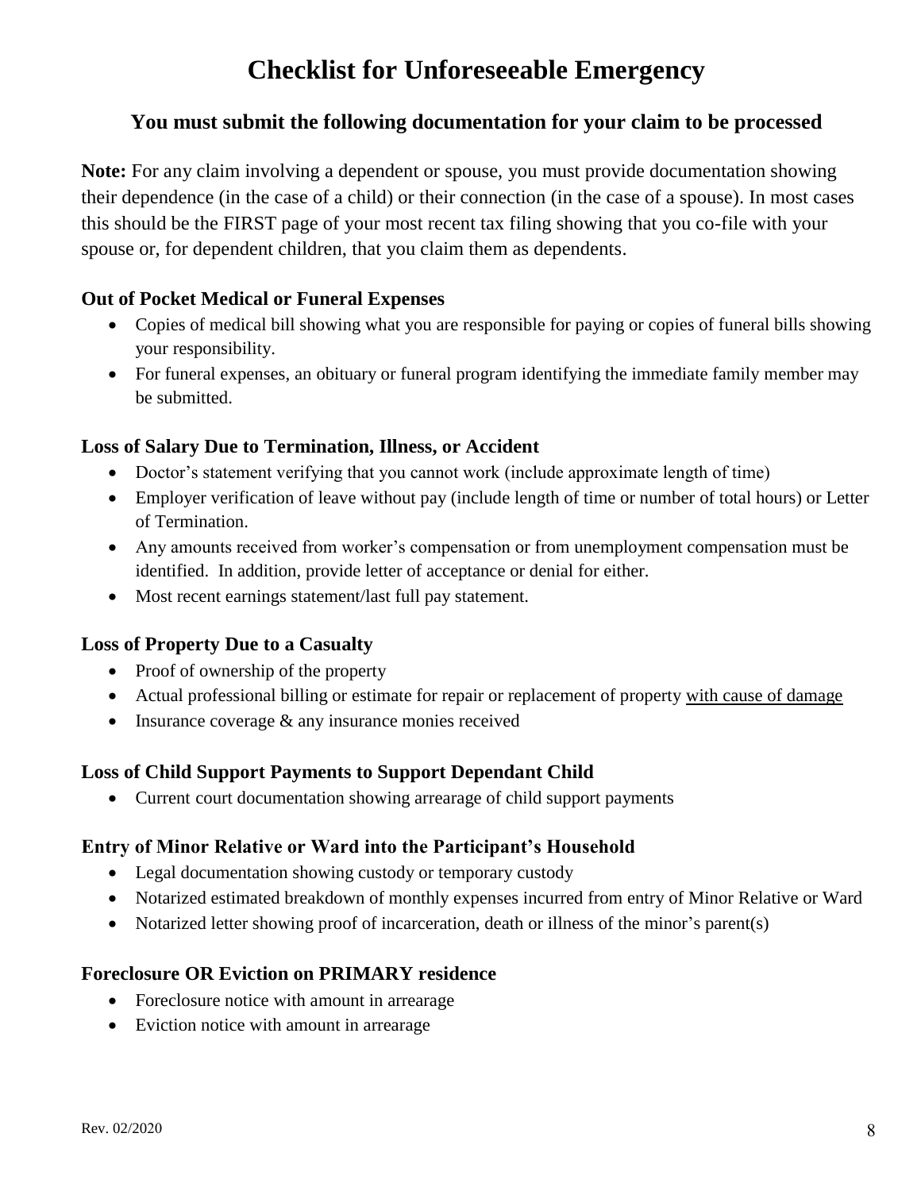# Checklist for Unforeseeable Emergency

## You must submit the following documentation for your claim to be processed

**Note:** For any claim involving a dependent or spouse, you must provide documentation showing their dependence (in the case of a child) or their connection (in the case of a spouse). In most cases this should be the FIRST page of your most recent tax filing showing that you co-file with your spouse or, for dependent children, that you claim them as dependents.

### Out of Pocket Medical or Funeral Expenses

- Copies of medical bill showing what you are responsible for paying or copies of funeral bills showing your responsibility.
- For funeral expenses, an obituary or funeral program identifying the immediate family member may be submitted.

### Loss of Salary Due to Termination, Illness, or Accident

- Doctor's statement verifying that you cannot work (include approximate length of time)
- Employer verification of leave without pay (include length of time or number of total hours) or Letter of Termination.
- Any amounts received from worker's compensation or from unemployment compensation must be identified. In addition, provide letter of acceptance or denial for either.
- Most recent earnings statement/last full pay statement.

### Loss of Property Due to a Casualty

- Proof of ownership of the property
- Actual professional billing or estimate for repair or replacement of property <u>with cause of damage</u>
- Insurance coverage & any insurance monies received

### Loss of Child Support Payments to Support Dependant Child

- Current court documentation showing arrearage of child support payments

### Entry of Minor Relative or Ward into the Participant's Household

- Legal documentation showing custody or temporary custody
- Notarized estimated breakdown of monthly expenses incurred from entry of Minor Relative or Ward
- Notarized letter showing proof of incarceration, death or illness of the minor's parent(s)

### Foreclosure OR Eviction on PRIMARY residence

- Foreclosure notice with amount in arrearage
- Eviction notice with amount in arrearage

Rev. 02/2020